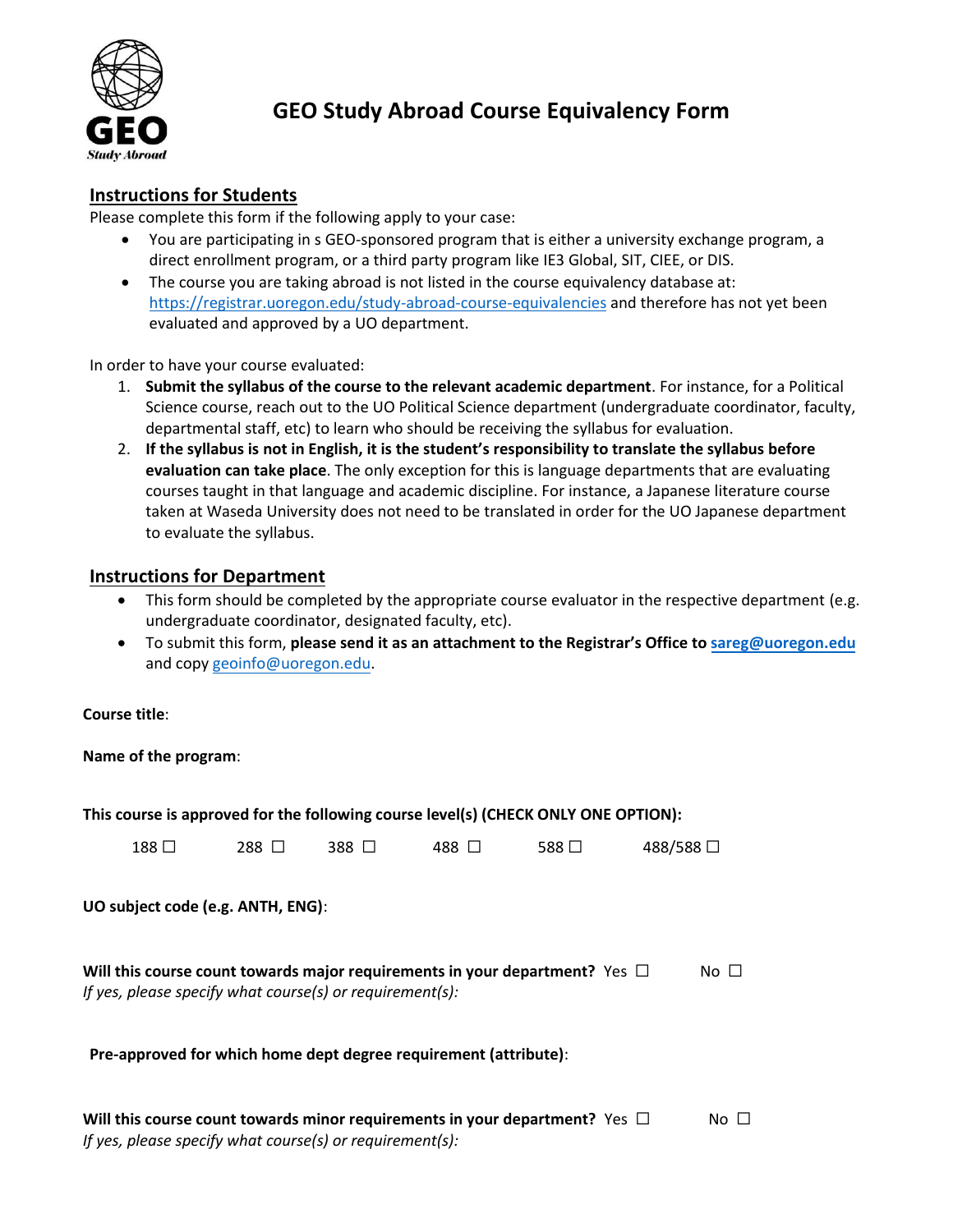# GEO Study Abroad Course Equivalency Form

## Instructions for Students

Please complete this form if the following apply to your case:

- You are participating in s GEO-sponsored program that is either a university exchange program, a direct enrollment program, or a third party program like IE3 Global, SIT, CIEE, or DIS.
- The course you are taking abroad is not listed in the course equivalency database at: https://registrar.uoregon.edu/study-abroad-course-equivalencies and therefore has not yet been evaluated and approved by a UO department.

In order to have your course evaluated:

1. **Submit the syllabus of the course to the relevant academic department**. For instance, for a Political Science course, reach out to the UO Political Science department (undergraduate coordinator, faculty, departmental staff, etc) to learn who should be receiving the syllabus for evaluation.
2. **If the syllabus is not in English, it is the student's responsibility to translate the syllabus before evaluation can take place**. The only exception for this is language departments that are evaluating courses taught in that language and academic discipline. For instance, a Japanese literature course taken at Waseda University does not need to be translated in order for the UO Japanese department to evaluate the syllabus.

## Instructions for Department

- This form should be completed by the appropriate course evaluator in the respective department (e.g. undergraduate coordinator, designated faculty, etc).
- To submit this form, **please send it as an attachment to the Registrar's Office to sareg@uoregon.edu** and copy geoinfo@uoregon.edu.

**Course title**:

**Name of the program**:

**This course is approved for the following course level(s) (CHECK ONLY ONE OPTION):**

188 ☐ 288 ☐ 388 ☐ 488 ☐ 588 ☐ 488/588 ☐

**UO subject code (e.g. ANTH, ENG)**:

**Will this course count towards major requirements in your department?** Yes ☐ No ☐
*If yes, please specify what course(s) or requirement(s):*

**Pre-approved for which home dept degree requirement (attribute)**:

**Will this course count towards minor requirements in your department?** Yes ☐ No ☐
*If yes, please specify what course(s) or requirement(s):*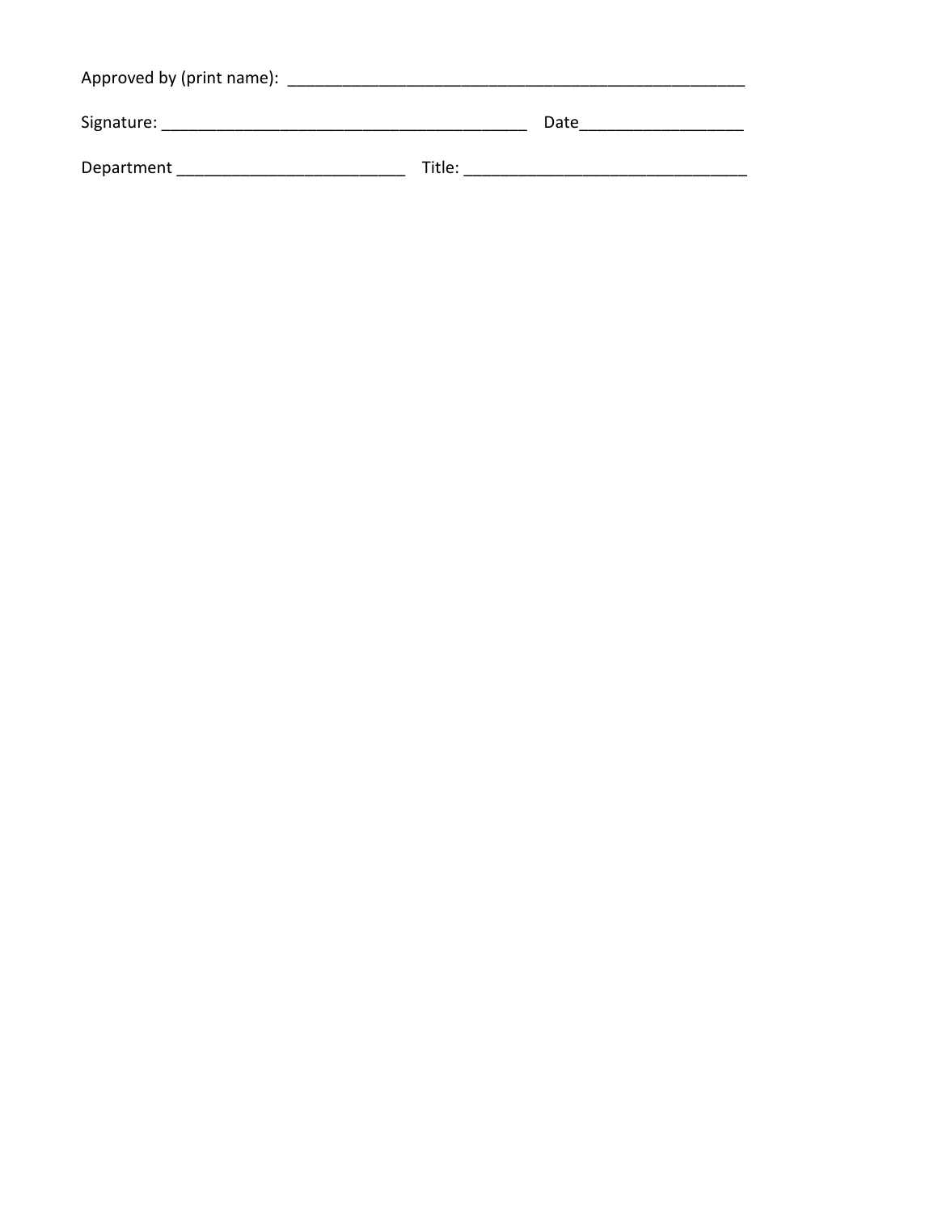Approved by (print name): ____________________________________________________

Signature: _________________________________________ Date__________________

Department _________________________ Title: ________________________________